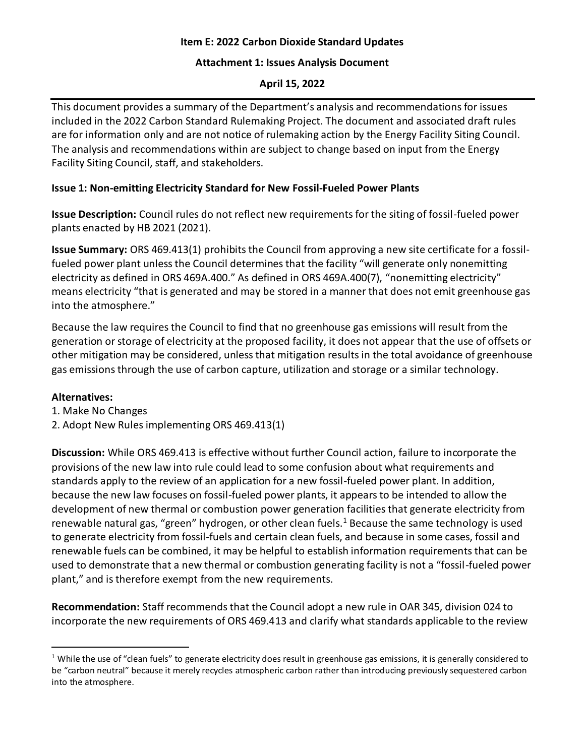**Item E: 2022 Carbon Dioxide Standard Updates**

**Attachment 1: Issues Analysis Document**

**April 15, 2022**

This document provides a summary of the Department's analysis and recommendations for issues included in the 2022 Carbon Standard Rulemaking Project. The document and associated draft rules are for information only and are not notice of rulemaking action by the Energy Facility Siting Council. The analysis and recommendations within are subject to change based on input from the Energy Facility Siting Council, staff, and stakeholders.

**Issue 1: Non-emitting Electricity Standard for New Fossil-Fueled Power Plants**

**Issue Description:** Council rules do not reflect new requirements for the siting of fossil-fueled power plants enacted by HB 2021 (2021).

**Issue Summary:** ORS 469.413(1) prohibits the Council from approving a new site certificate for a fossil-fueled power plant unless the Council determines that the facility "will generate only nonemitting electricity as defined in ORS 469A.400." As defined in ORS 469A.400(7), "nonemitting electricity" means electricity "that is generated and may be stored in a manner that does not emit greenhouse gas into the atmosphere."

Because the law requires the Council to find that no greenhouse gas emissions will result from the generation or storage of electricity at the proposed facility, it does not appear that the use of offsets or other mitigation may be considered, unless that mitigation results in the total avoidance of greenhouse gas emissions through the use of carbon capture, utilization and storage or a similar technology.

**Alternatives:**

1. Make No Changes
2. Adopt New Rules implementing ORS 469.413(1)

**Discussion:** While ORS 469.413 is effective without further Council action, failure to incorporate the provisions of the new law into rule could lead to some confusion about what requirements and standards apply to the review of an application for a new fossil-fueled power plant. In addition, because the new law focuses on fossil-fueled power plants, it appears to be intended to allow the development of new thermal or combustion power generation facilities that generate electricity from renewable natural gas, "green" hydrogen, or other clean fuels.[1] Because the same technology is used to generate electricity from fossil-fuels and certain clean fuels, and because in some cases, fossil and renewable fuels can be combined, it may be helpful to establish information requirements that can be used to demonstrate that a new thermal or combustion generating facility is not a "fossil-fueled power plant," and is therefore exempt from the new requirements.

**Recommendation:** Staff recommends that the Council adopt a new rule in OAR 345, division 024 to incorporate the new requirements of ORS 469.413 and clarify what standards applicable to the review

[1] While the use of "clean fuels" to generate electricity does result in greenhouse gas emissions, it is generally considered to be "carbon neutral" because it merely recycles atmospheric carbon rather than introducing previously sequestered carbon into the atmosphere.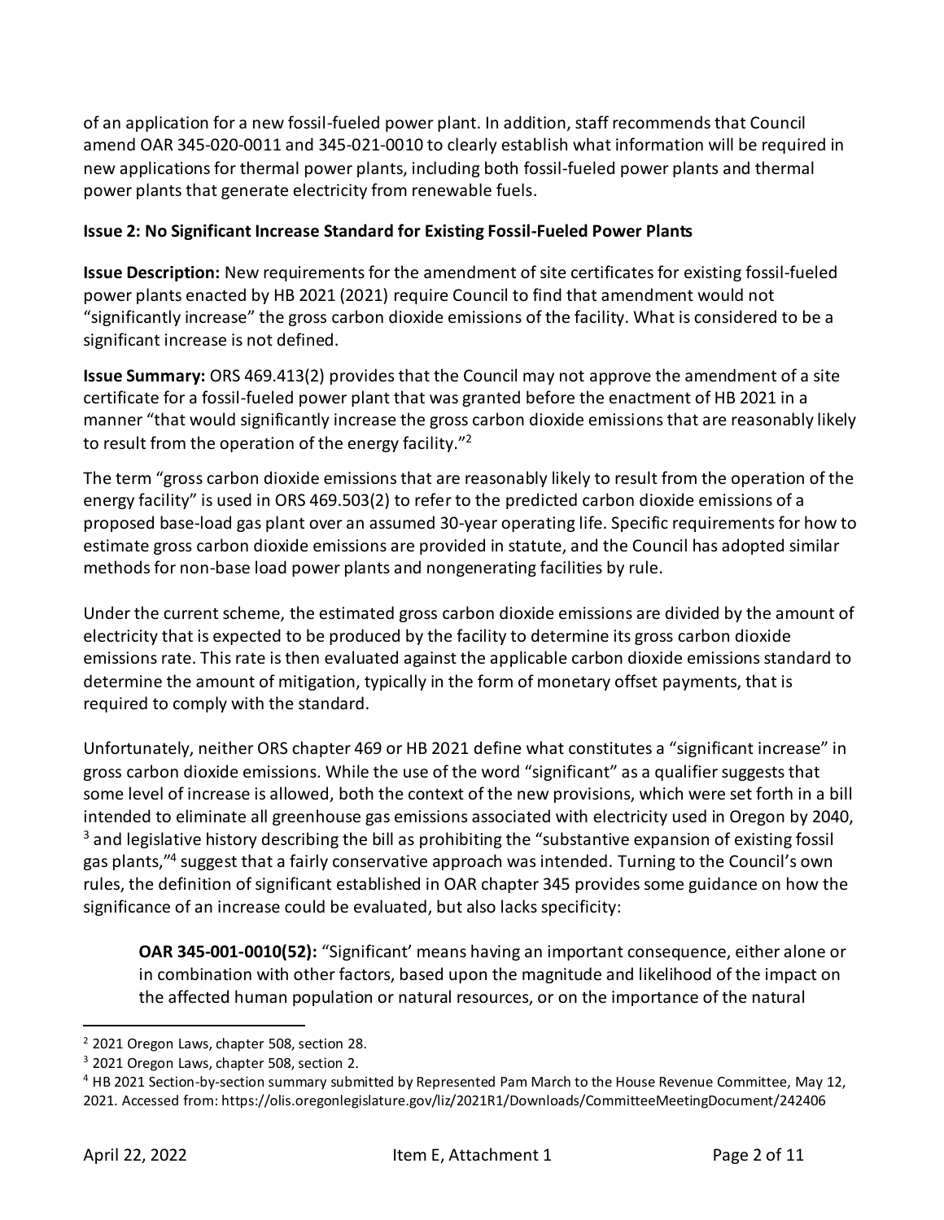of an application for a new fossil-fueled power plant. In addition, staff recommends that Council amend OAR 345-020-0011 and 345-021-0010 to clearly establish what information will be required in new applications for thermal power plants, including both fossil-fueled power plants and thermal power plants that generate electricity from renewable fuels.

**Issue 2: No Significant Increase Standard for Existing Fossil-Fueled Power Plants**

**Issue Description:** New requirements for the amendment of site certificates for existing fossil-fueled power plants enacted by HB 2021 (2021) require Council to find that amendment would not "significantly increase" the gross carbon dioxide emissions of the facility. What is considered to be a significant increase is not defined.

**Issue Summary:** ORS 469.413(2) provides that the Council may not approve the amendment of a site certificate for a fossil-fueled power plant that was granted before the enactment of HB 2021 in a manner "that would significantly increase the gross carbon dioxide emissions that are reasonably likely to result from the operation of the energy facility."[2]

The term "gross carbon dioxide emissions that are reasonably likely to result from the operation of the energy facility" is used in ORS 469.503(2) to refer to the predicted carbon dioxide emissions of a proposed base-load gas plant over an assumed 30-year operating life. Specific requirements for how to estimate gross carbon dioxide emissions are provided in statute, and the Council has adopted similar methods for non-base load power plants and nongenerating facilities by rule.

Under the current scheme, the estimated gross carbon dioxide emissions are divided by the amount of electricity that is expected to be produced by the facility to determine its gross carbon dioxide emissions rate. This rate is then evaluated against the applicable carbon dioxide emissions standard to determine the amount of mitigation, typically in the form of monetary offset payments, that is required to comply with the standard.

Unfortunately, neither ORS chapter 469 or HB 2021 define what constitutes a "significant increase" in gross carbon dioxide emissions. While the use of the word "significant" as a qualifier suggests that some level of increase is allowed, both the context of the new provisions, which were set forth in a bill intended to eliminate all greenhouse gas emissions associated with electricity used in Oregon by 2040,[3] and legislative history describing the bill as prohibiting the "substantive expansion of existing fossil gas plants,"[4] suggest that a fairly conservative approach was intended. Turning to the Council's own rules, the definition of significant established in OAR chapter 345 provides some guidance on how the significance of an increase could be evaluated, but also lacks specificity:

> **OAR 345-001-0010(52):** "Significant' means having an important consequence, either alone or in combination with other factors, based upon the magnitude and likelihood of the impact on the affected human population or natural resources, or on the importance of the natural

---

[2] 2021 Oregon Laws, chapter 508, section 28.

[3] 2021 Oregon Laws, chapter 508, section 2.

[4] HB 2021 Section-by-section summary submitted by Represented Pam March to the House Revenue Committee, May 12, 2021. Accessed from: https://olis.oregonlegislature.gov/liz/2021R1/Downloads/CommitteeMeetingDocument/242406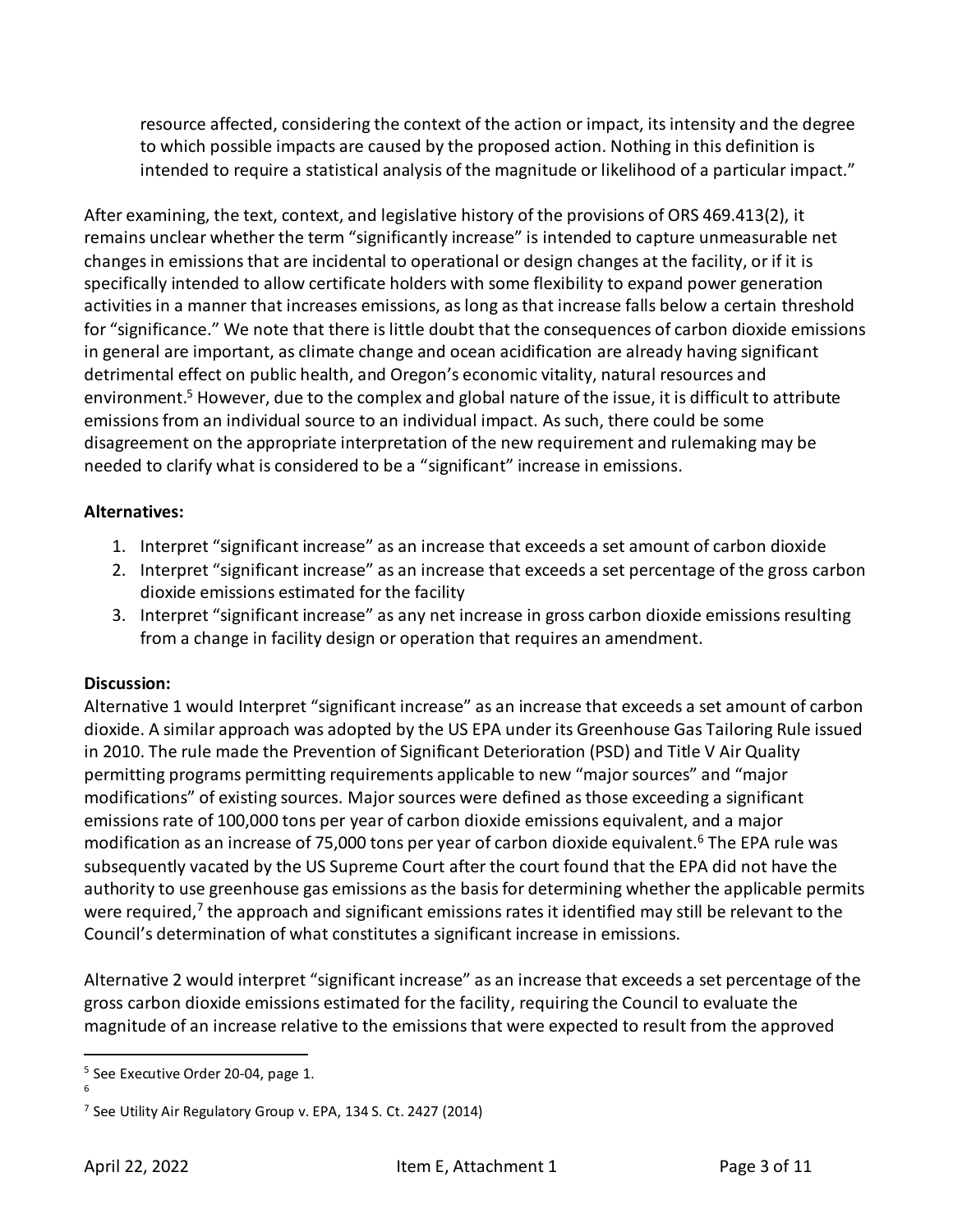resource affected, considering the context of the action or impact, its intensity and the degree to which possible impacts are caused by the proposed action. Nothing in this definition is intended to require a statistical analysis of the magnitude or likelihood of a particular impact."

After examining, the text, context, and legislative history of the provisions of ORS 469.413(2), it remains unclear whether the term "significantly increase" is intended to capture unmeasurable net changes in emissions that are incidental to operational or design changes at the facility, or if it is specifically intended to allow certificate holders with some flexibility to expand power generation activities in a manner that increases emissions, as long as that increase falls below a certain threshold for "significance." We note that there is little doubt that the consequences of carbon dioxide emissions in general are important, as climate change and ocean acidification are already having significant detrimental effect on public health, and Oregon's economic vitality, natural resources and environment.[5] However, due to the complex and global nature of the issue, it is difficult to attribute emissions from an individual source to an individual impact. As such, there could be some disagreement on the appropriate interpretation of the new requirement and rulemaking may be needed to clarify what is considered to be a "significant" increase in emissions.

**Alternatives:**

1. Interpret "significant increase" as an increase that exceeds a set amount of carbon dioxide
2. Interpret "significant increase" as an increase that exceeds a set percentage of the gross carbon dioxide emissions estimated for the facility
3. Interpret "significant increase" as any net increase in gross carbon dioxide emissions resulting from a change in facility design or operation that requires an amendment.

**Discussion:**
Alternative 1 would Interpret "significant increase" as an increase that exceeds a set amount of carbon dioxide. A similar approach was adopted by the US EPA under its Greenhouse Gas Tailoring Rule issued in 2010. The rule made the Prevention of Significant Deterioration (PSD) and Title V Air Quality permitting programs permitting requirements applicable to new "major sources" and "major modifications" of existing sources. Major sources were defined as those exceeding a significant emissions rate of 100,000 tons per year of carbon dioxide emissions equivalent, and a major modification as an increase of 75,000 tons per year of carbon dioxide equivalent.[6] The EPA rule was subsequently vacated by the US Supreme Court after the court found that the EPA did not have the authority to use greenhouse gas emissions as the basis for determining whether the applicable permits were required,[7] the approach and significant emissions rates it identified may still be relevant to the Council's determination of what constitutes a significant increase in emissions.

Alternative 2 would interpret "significant increase" as an increase that exceeds a set percentage of the gross carbon dioxide emissions estimated for the facility, requiring the Council to evaluate the magnitude of an increase relative to the emissions that were expected to result from the approved

---

[5] See Executive Order 20-04, page 1.

[6]

[7] See Utility Air Regulatory Group v. EPA, 134 S. Ct. 2427 (2014)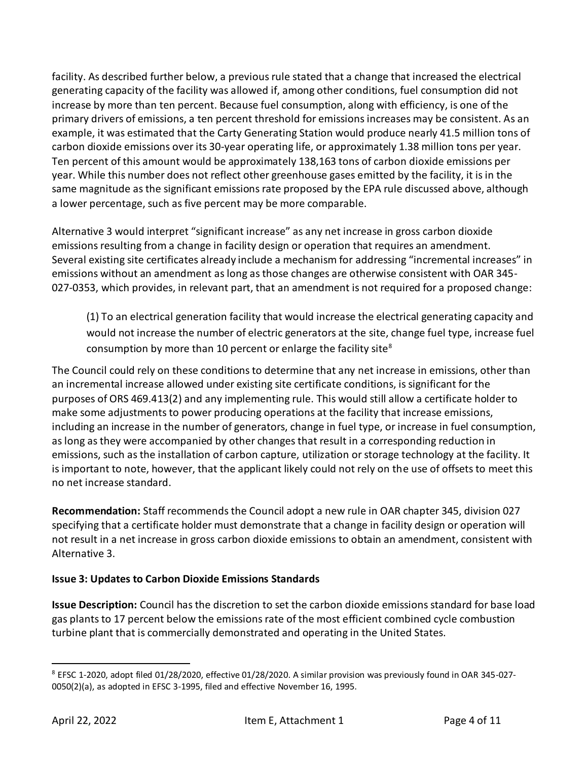facility. As described further below, a previous rule stated that a change that increased the electrical generating capacity of the facility was allowed if, among other conditions, fuel consumption did not increase by more than ten percent. Because fuel consumption, along with efficiency, is one of the primary drivers of emissions, a ten percent threshold for emissions increases may be consistent. As an example, it was estimated that the Carty Generating Station would produce nearly 41.5 million tons of carbon dioxide emissions over its 30-year operating life, or approximately 1.38 million tons per year. Ten percent of this amount would be approximately 138,163 tons of carbon dioxide emissions per year. While this number does not reflect other greenhouse gases emitted by the facility, it is in the same magnitude as the significant emissions rate proposed by the EPA rule discussed above, although a lower percentage, such as five percent may be more comparable.

Alternative 3 would interpret "significant increase" as any net increase in gross carbon dioxide emissions resulting from a change in facility design or operation that requires an amendment. Several existing site certificates already include a mechanism for addressing "incremental increases" in emissions without an amendment as long as those changes are otherwise consistent with OAR 345-027-0353, which provides, in relevant part, that an amendment is not required for a proposed change:

> (1) To an electrical generation facility that would increase the electrical generating capacity and would not increase the number of electric generators at the site, change fuel type, increase fuel consumption by more than 10 percent or enlarge the facility site[8]

The Council could rely on these conditions to determine that any net increase in emissions, other than an incremental increase allowed under existing site certificate conditions, is significant for the purposes of ORS 469.413(2) and any implementing rule. This would still allow a certificate holder to make some adjustments to power producing operations at the facility that increase emissions, including an increase in the number of generators, change in fuel type, or increase in fuel consumption, as long as they were accompanied by other changes that result in a corresponding reduction in emissions, such as the installation of carbon capture, utilization or storage technology at the facility. It is important to note, however, that the applicant likely could not rely on the use of offsets to meet this no net increase standard.

**Recommendation:** Staff recommends the Council adopt a new rule in OAR chapter 345, division 027 specifying that a certificate holder must demonstrate that a change in facility design or operation will not result in a net increase in gross carbon dioxide emissions to obtain an amendment, consistent with Alternative 3.

**Issue 3: Updates to Carbon Dioxide Emissions Standards**

**Issue Description:** Council has the discretion to set the carbon dioxide emissions standard for base load gas plants to 17 percent below the emissions rate of the most efficient combined cycle combustion turbine plant that is commercially demonstrated and operating in the United States.

---

[8] EFSC 1-2020, adopt filed 01/28/2020, effective 01/28/2020. A similar provision was previously found in OAR 345-027-0050(2)(a), as adopted in EFSC 3-1995, filed and effective November 16, 1995.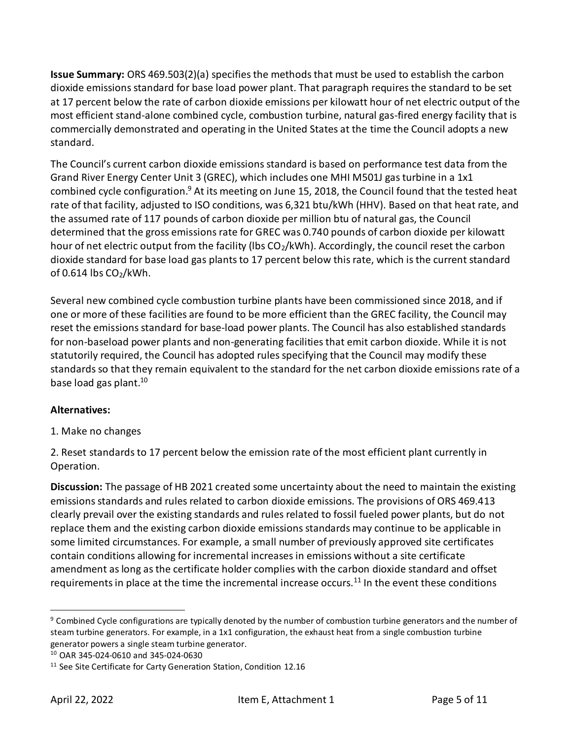**Issue Summary:** ORS 469.503(2)(a) specifies the methods that must be used to establish the carbon dioxide emissions standard for base load power plant. That paragraph requires the standard to be set at 17 percent below the rate of carbon dioxide emissions per kilowatt hour of net electric output of the most efficient stand-alone combined cycle, combustion turbine, natural gas-fired energy facility that is commercially demonstrated and operating in the United States at the time the Council adopts a new standard.

The Council's current carbon dioxide emissions standard is based on performance test data from the Grand River Energy Center Unit 3 (GREC), which includes one MHI M501J gas turbine in a 1x1 combined cycle configuration.[9] At its meeting on June 15, 2018, the Council found that the tested heat rate of that facility, adjusted to ISO conditions, was 6,321 btu/kWh (HHV). Based on that heat rate, and the assumed rate of 117 pounds of carbon dioxide per million btu of natural gas, the Council determined that the gross emissions rate for GREC was 0.740 pounds of carbon dioxide per kilowatt hour of net electric output from the facility (lbs $CO_2$/kWh). Accordingly, the council reset the carbon dioxide standard for base load gas plants to 17 percent below this rate, which is the current standard of 0.614 lbs $CO_2$/kWh.

Several new combined cycle combustion turbine plants have been commissioned since 2018, and if one or more of these facilities are found to be more efficient than the GREC facility, the Council may reset the emissions standard for base-load power plants. The Council has also established standards for non-baseload power plants and non-generating facilities that emit carbon dioxide. While it is not statutorily required, the Council has adopted rules specifying that the Council may modify these standards so that they remain equivalent to the standard for the net carbon dioxide emissions rate of a base load gas plant.[10]

**Alternatives:**

1. Make no changes

2. Reset standards to 17 percent below the emission rate of the most efficient plant currently in Operation.

**Discussion:** The passage of HB 2021 created some uncertainty about the need to maintain the existing emissions standards and rules related to carbon dioxide emissions. The provisions of ORS 469.413 clearly prevail over the existing standards and rules related to fossil fueled power plants, but do not replace them and the existing carbon dioxide emissions standards may continue to be applicable in some limited circumstances. For example, a small number of previously approved site certificates contain conditions allowing for incremental increases in emissions without a site certificate amendment as long as the certificate holder complies with the carbon dioxide standard and offset requirements in place at the time the incremental increase occurs.[11] In the event these conditions

---

[9] Combined Cycle configurations are typically denoted by the number of combustion turbine generators and the number of steam turbine generators. For example, in a 1x1 configuration, the exhaust heat from a single combustion turbine generator powers a single steam turbine generator.

[10] OAR 345-024-0610 and 345-024-0630

[11] See Site Certificate for Carty Generation Station, Condition 12.16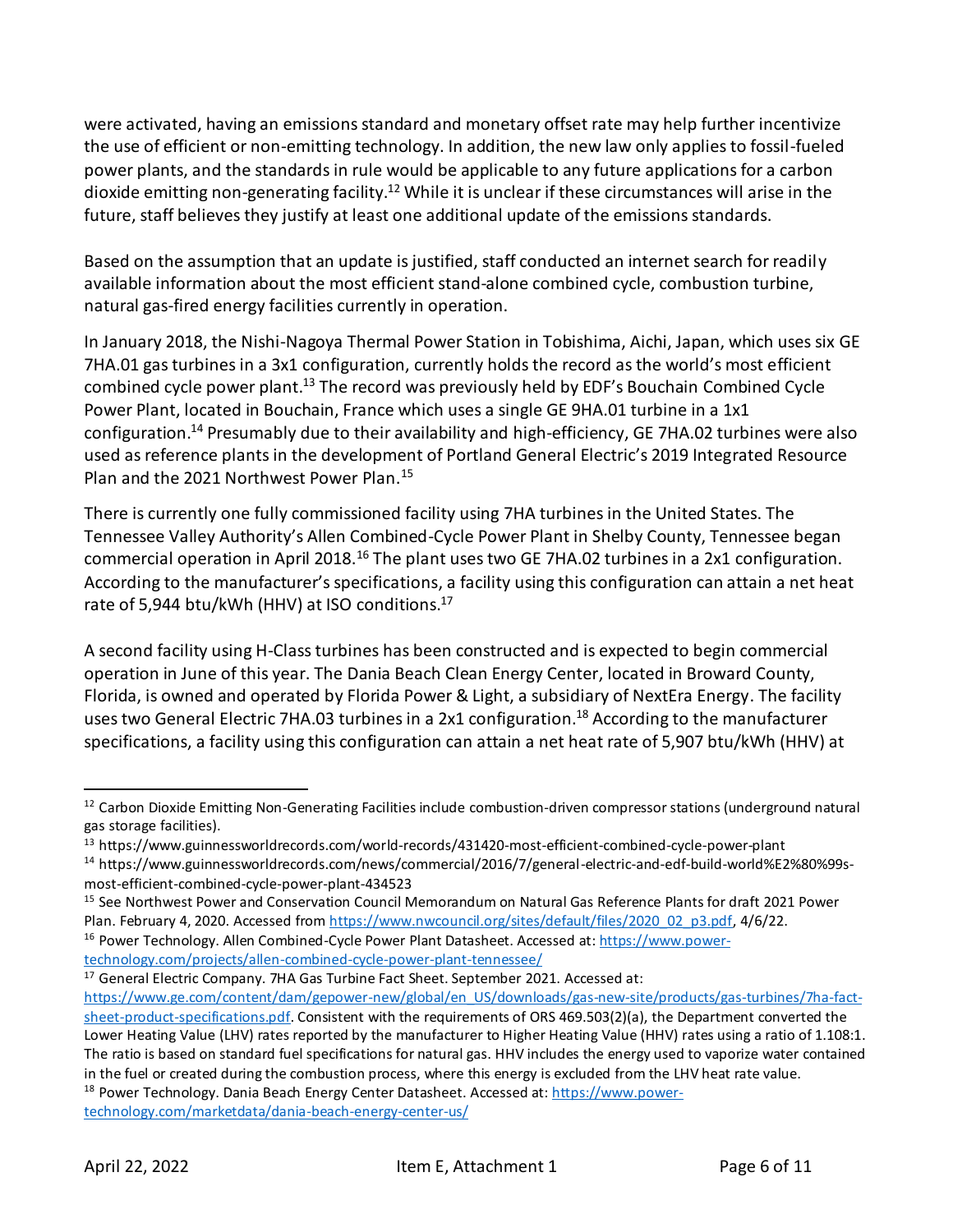were activated, having an emissions standard and monetary offset rate may help further incentivize the use of efficient or non-emitting technology. In addition, the new law only applies to fossil-fueled power plants, and the standards in rule would be applicable to any future applications for a carbon dioxide emitting non-generating facility.[12] While it is unclear if these circumstances will arise in the future, staff believes they justify at least one additional update of the emissions standards.

Based on the assumption that an update is justified, staff conducted an internet search for readily available information about the most efficient stand-alone combined cycle, combustion turbine, natural gas-fired energy facilities currently in operation.

In January 2018, the Nishi-Nagoya Thermal Power Station in Tobishima, Aichi, Japan, which uses six GE 7HA.01 gas turbines in a 3x1 configuration, currently holds the record as the world's most efficient combined cycle power plant.[13] The record was previously held by EDF's Bouchain Combined Cycle Power Plant, located in Bouchain, France which uses a single GE 9HA.01 turbine in a 1x1 configuration.[14] Presumably due to their availability and high-efficiency, GE 7HA.02 turbines were also used as reference plants in the development of Portland General Electric's 2019 Integrated Resource Plan and the 2021 Northwest Power Plan.[15]

There is currently one fully commissioned facility using 7HA turbines in the United States. The Tennessee Valley Authority's Allen Combined-Cycle Power Plant in Shelby County, Tennessee began commercial operation in April 2018.[16] The plant uses two GE 7HA.02 turbines in a 2x1 configuration. According to the manufacturer's specifications, a facility using this configuration can attain a net heat rate of 5,944 btu/kWh (HHV) at ISO conditions.[17]

A second facility using H-Class turbines has been constructed and is expected to begin commercial operation in June of this year. The Dania Beach Clean Energy Center, located in Broward County, Florida, is owned and operated by Florida Power & Light, a subsidiary of NextEra Energy. The facility uses two General Electric 7HA.03 turbines in a 2x1 configuration.[18] According to the manufacturer specifications, a facility using this configuration can attain a net heat rate of 5,907 btu/kWh (HHV) at

---

[12] Carbon Dioxide Emitting Non-Generating Facilities include combustion-driven compressor stations (underground natural gas storage facilities).

[13] https://www.guinnessworldrecords.com/world-records/431420-most-efficient-combined-cycle-power-plant

[14] https://www.guinnessworldrecords.com/news/commercial/2016/7/general-electric-and-edf-build-world%E2%80%99s-most-efficient-combined-cycle-power-plant-434523

[15] See Northwest Power and Conservation Council Memorandum on Natural Gas Reference Plants for draft 2021 Power Plan. February 4, 2020. Accessed from https://www.nwcouncil.org/sites/default/files/2020_02_p3.pdf, 4/6/22.

[16] Power Technology. Allen Combined-Cycle Power Plant Datasheet. Accessed at: https://www.power-technology.com/projects/allen-combined-cycle-power-plant-tennessee/

[17] General Electric Company. 7HA Gas Turbine Fact Sheet. September 2021. Accessed at: https://www.ge.com/content/dam/gepower-new/global/en_US/downloads/gas-new-site/products/gas-turbines/7ha-fact-sheet-product-specifications.pdf. Consistent with the requirements of ORS 469.503(2)(a), the Department converted the Lower Heating Value (LHV) rates reported by the manufacturer to Higher Heating Value (HHV) rates using a ratio of 1.108:1. The ratio is based on standard fuel specifications for natural gas. HHV includes the energy used to vaporize water contained in the fuel or created during the combustion process, where this energy is excluded from the LHV heat rate value.

[18] Power Technology. Dania Beach Energy Center Datasheet. Accessed at: https://www.power-technology.com/marketdata/dania-beach-energy-center-us/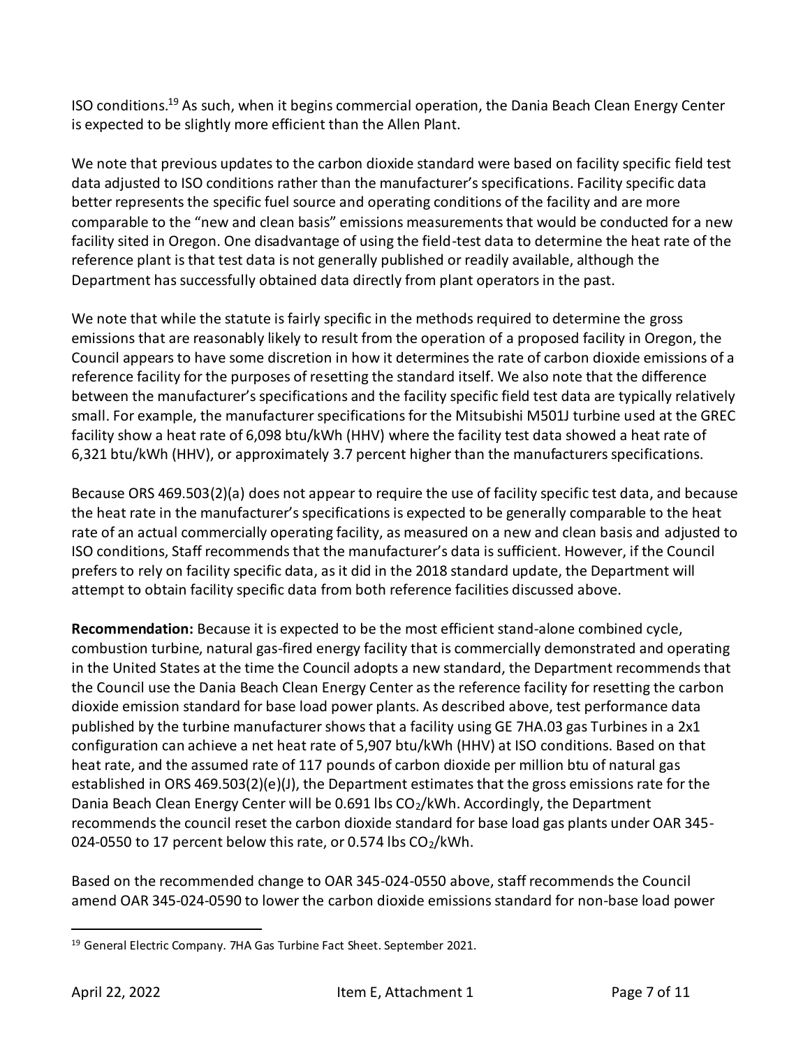ISO conditions.[19] As such, when it begins commercial operation, the Dania Beach Clean Energy Center is expected to be slightly more efficient than the Allen Plant.

We note that previous updates to the carbon dioxide standard were based on facility specific field test data adjusted to ISO conditions rather than the manufacturer's specifications. Facility specific data better represents the specific fuel source and operating conditions of the facility and are more comparable to the "new and clean basis" emissions measurements that would be conducted for a new facility sited in Oregon. One disadvantage of using the field-test data to determine the heat rate of the reference plant is that test data is not generally published or readily available, although the Department has successfully obtained data directly from plant operators in the past.

We note that while the statute is fairly specific in the methods required to determine the gross emissions that are reasonably likely to result from the operation of a proposed facility in Oregon, the Council appears to have some discretion in how it determines the rate of carbon dioxide emissions of a reference facility for the purposes of resetting the standard itself. We also note that the difference between the manufacturer's specifications and the facility specific field test data are typically relatively small. For example, the manufacturer specifications for the Mitsubishi M501J turbine used at the GREC facility show a heat rate of 6,098 btu/kWh (HHV) where the facility test data showed a heat rate of 6,321 btu/kWh (HHV), or approximately 3.7 percent higher than the manufacturers specifications.

Because ORS 469.503(2)(a) does not appear to require the use of facility specific test data, and because the heat rate in the manufacturer's specifications is expected to be generally comparable to the heat rate of an actual commercially operating facility, as measured on a new and clean basis and adjusted to ISO conditions, Staff recommends that the manufacturer's data is sufficient. However, if the Council prefers to rely on facility specific data, as it did in the 2018 standard update, the Department will attempt to obtain facility specific data from both reference facilities discussed above.

**Recommendation:** Because it is expected to be the most efficient stand-alone combined cycle, combustion turbine, natural gas-fired energy facility that is commercially demonstrated and operating in the United States at the time the Council adopts a new standard, the Department recommends that the Council use the Dania Beach Clean Energy Center as the reference facility for resetting the carbon dioxide emission standard for base load power plants. As described above, test performance data published by the turbine manufacturer shows that a facility using GE 7HA.03 gas Turbines in a 2x1 configuration can achieve a net heat rate of 5,907 btu/kWh (HHV) at ISO conditions. Based on that heat rate, and the assumed rate of 117 pounds of carbon dioxide per million btu of natural gas established in ORS 469.503(2)(e)(J), the Department estimates that the gross emissions rate for the Dania Beach Clean Energy Center will be 0.691 lbs $CO_2$/kWh. Accordingly, the Department recommends the council reset the carbon dioxide standard for base load gas plants under OAR 345-024-0550 to 17 percent below this rate, or 0.574 lbs $CO_2$/kWh.

Based on the recommended change to OAR 345-024-0550 above, staff recommends the Council amend OAR 345-024-0590 to lower the carbon dioxide emissions standard for non-base load power

---

[19] General Electric Company. 7HA Gas Turbine Fact Sheet. September 2021.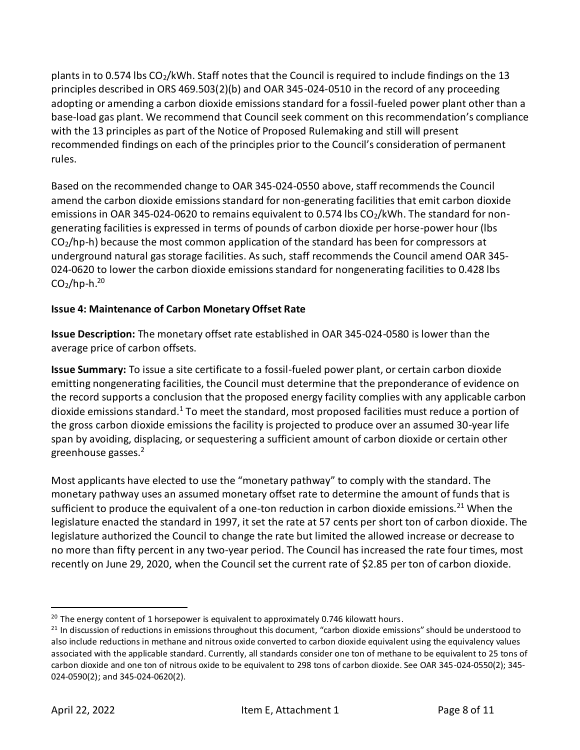plants in to 0.574 lbs $CO_2$/kWh. Staff notes that the Council is required to include findings on the 13 principles described in ORS 469.503(2)(b) and OAR 345-024-0510 in the record of any proceeding adopting or amending a carbon dioxide emissions standard for a fossil-fueled power plant other than a base-load gas plant. We recommend that Council seek comment on this recommendation's compliance with the 13 principles as part of the Notice of Proposed Rulemaking and still will present recommended findings on each of the principles prior to the Council's consideration of permanent rules.

Based on the recommended change to OAR 345-024-0550 above, staff recommends the Council amend the carbon dioxide emissions standard for non-generating facilities that emit carbon dioxide emissions in OAR 345-024-0620 to remains equivalent to 0.574 lbs $CO_2$/kWh. The standard for non-generating facilities is expressed in terms of pounds of carbon dioxide per horse-power hour (lbs $CO_2$/hp-h) because the most common application of the standard has been for compressors at underground natural gas storage facilities. As such, staff recommends the Council amend OAR 345-024-0620 to lower the carbon dioxide emissions standard for nongenerating facilities to 0.428 lbs $CO_2$/hp-h.[20]

**Issue 4: Maintenance of Carbon Monetary Offset Rate**

**Issue Description:** The monetary offset rate established in OAR 345-024-0580 is lower than the average price of carbon offsets.

**Issue Summary:** To issue a site certificate to a fossil-fueled power plant, or certain carbon dioxide emitting nongenerating facilities, the Council must determine that the preponderance of evidence on the record supports a conclusion that the proposed energy facility complies with any applicable carbon dioxide emissions standard.[1] To meet the standard, most proposed facilities must reduce a portion of the gross carbon dioxide emissions the facility is projected to produce over an assumed 30-year life span by avoiding, displacing, or sequestering a sufficient amount of carbon dioxide or certain other greenhouse gasses.[2]

Most applicants have elected to use the "monetary pathway" to comply with the standard. The monetary pathway uses an assumed monetary offset rate to determine the amount of funds that is sufficient to produce the equivalent of a one-ton reduction in carbon dioxide emissions.[21] When the legislature enacted the standard in 1997, it set the rate at 57 cents per short ton of carbon dioxide. The legislature authorized the Council to change the rate but limited the allowed increase or decrease to no more than fifty percent in any two-year period. The Council has increased the rate four times, most recently on June 29, 2020, when the Council set the current rate of $2.85 per ton of carbon dioxide.

---

[20] The energy content of 1 horsepower is equivalent to approximately 0.746 kilowatt hours.

[21] In discussion of reductions in emissions throughout this document, "carbon dioxide emissions" should be understood to also include reductions in methane and nitrous oxide converted to carbon dioxide equivalent using the equivalency values associated with the applicable standard. Currently, all standards consider one ton of methane to be equivalent to 25 tons of carbon dioxide and one ton of nitrous oxide to be equivalent to 298 tons of carbon dioxide. See OAR 345-024-0550(2); 345-024-0590(2); and 345-024-0620(2).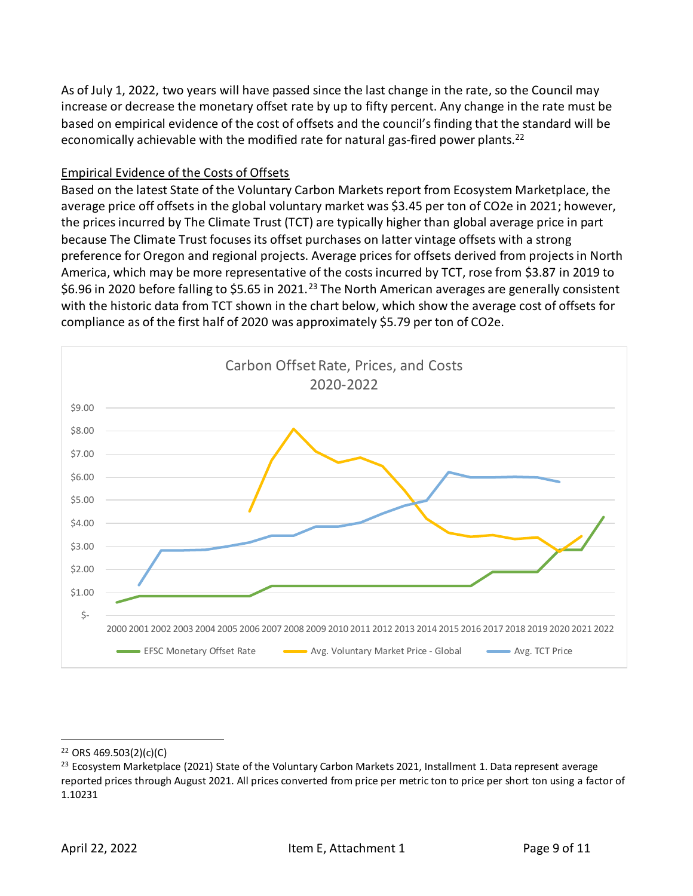As of July 1, 2022, two years will have passed since the last change in the rate, so the Council may increase or decrease the monetary offset rate by up to fifty percent. Any change in the rate must be based on empirical evidence of the cost of offsets and the council's finding that the standard will be economically achievable with the modified rate for natural gas-fired power plants.[22]

Empirical Evidence of the Costs of Offsets

Based on the latest State of the Voluntary Carbon Markets report from Ecosystem Marketplace, the average price off offsets in the global voluntary market was $3.45 per ton of CO2e in 2021; however, the prices incurred by The Climate Trust (TCT) are typically higher than global average price in part because The Climate Trust focuses its offset purchases on latter vintage offsets with a strong preference for Oregon and regional projects. Average prices for offsets derived from projects in North America, which may be more representative of the costs incurred by TCT, rose from $3.87 in 2019 to $6.96 in 2020 before falling to $5.65 in 2021.[23] The North American averages are generally consistent with the historic data from TCT shown in the chart below, which show the average cost of offsets for compliance as of the first half of 2020 was approximately $5.79 per ton of CO2e.

Carbon Offset Rate, Prices, and Costs
2020-2022

[22] ORS 469.503(2)(c)(C)

[23] Ecosystem Marketplace (2021) State of the Voluntary Carbon Markets 2021, Installment 1. Data represent average reported prices through August 2021. All prices converted from price per metric ton to price per short ton using a factor of 1.10231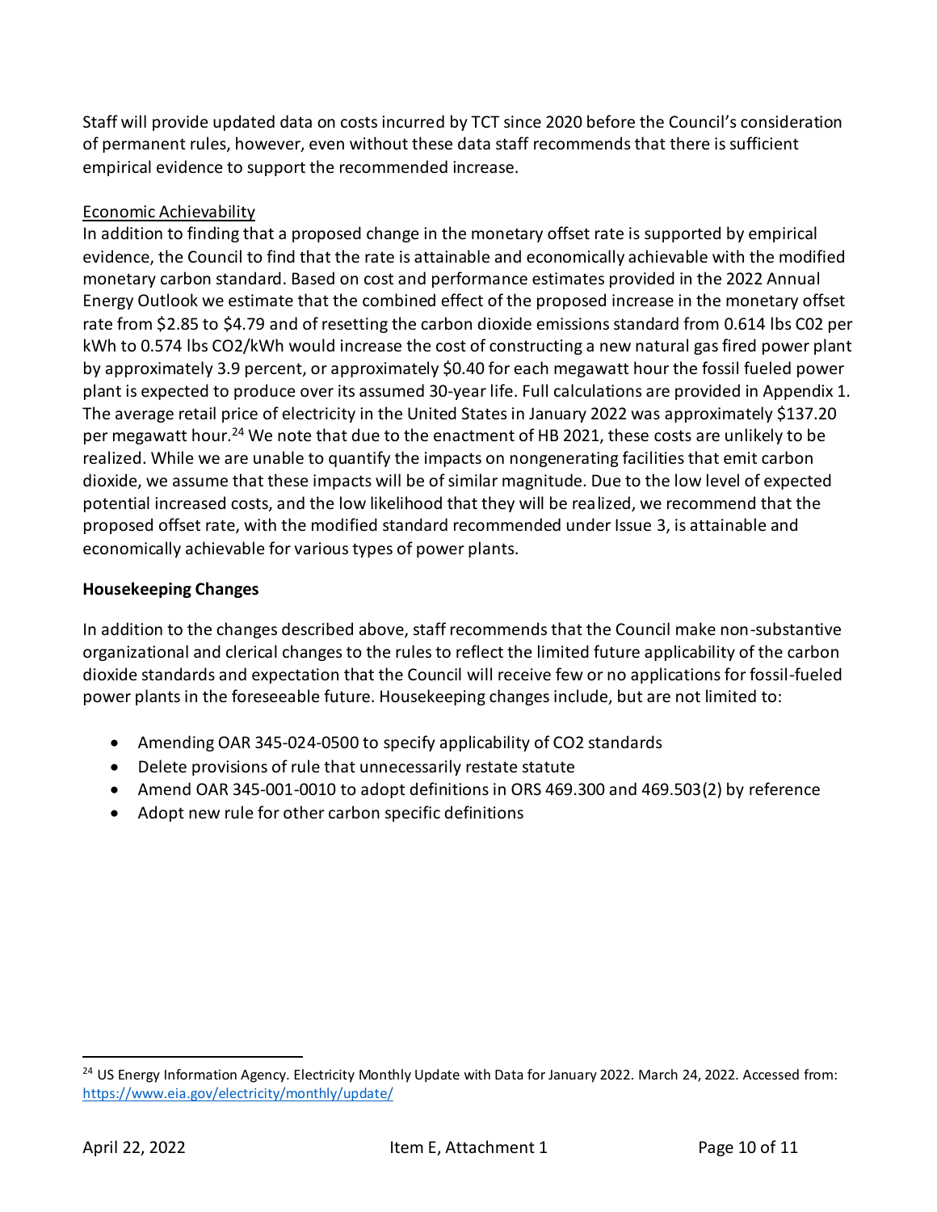Staff will provide updated data on costs incurred by TCT since 2020 before the Council's consideration of permanent rules, however, even without these data staff recommends that there is sufficient empirical evidence to support the recommended increase.

Economic Achievability

In addition to finding that a proposed change in the monetary offset rate is supported by empirical evidence, the Council to find that the rate is attainable and economically achievable with the modified monetary carbon standard. Based on cost and performance estimates provided in the 2022 Annual Energy Outlook we estimate that the combined effect of the proposed increase in the monetary offset rate from $2.85 to $4.79 and of resetting the carbon dioxide emissions standard from 0.614 lbs C02 per kWh to 0.574 lbs $CO_2$/kWh would increase the cost of constructing a new natural gas fired power plant by approximately 3.9 percent, or approximately $0.40 for each megawatt hour the fossil fueled power plant is expected to produce over its assumed 30-year life. Full calculations are provided in Appendix 1. The average retail price of electricity in the United States in January 2022 was approximately $137.20 per megawatt hour.[24] We note that due to the enactment of HB 2021, these costs are unlikely to be realized. While we are unable to quantify the impacts on nongenerating facilities that emit carbon dioxide, we assume that these impacts will be of similar magnitude. Due to the low level of expected potential increased costs, and the low likelihood that they will be realized, we recommend that the proposed offset rate, with the modified standard recommended under Issue 3, is attainable and economically achievable for various types of power plants.

**Housekeeping Changes**

In addition to the changes described above, staff recommends that the Council make non-substantive organizational and clerical changes to the rules to reflect the limited future applicability of the carbon dioxide standards and expectation that the Council will receive few or no applications for fossil-fueled power plants in the foreseeable future. Housekeeping changes include, but are not limited to:

- Amending OAR 345-024-0500 to specify applicability of $CO_2$ standards
- Delete provisions of rule that unnecessarily restate statute
- Amend OAR 345-001-0010 to adopt definitions in ORS 469.300 and 469.503(2) by reference
- Adopt new rule for other carbon specific definitions

---

[24] US Energy Information Agency. Electricity Monthly Update with Data for January 2022. March 24, 2022. Accessed from: https://www.eia.gov/electricity/monthly/update/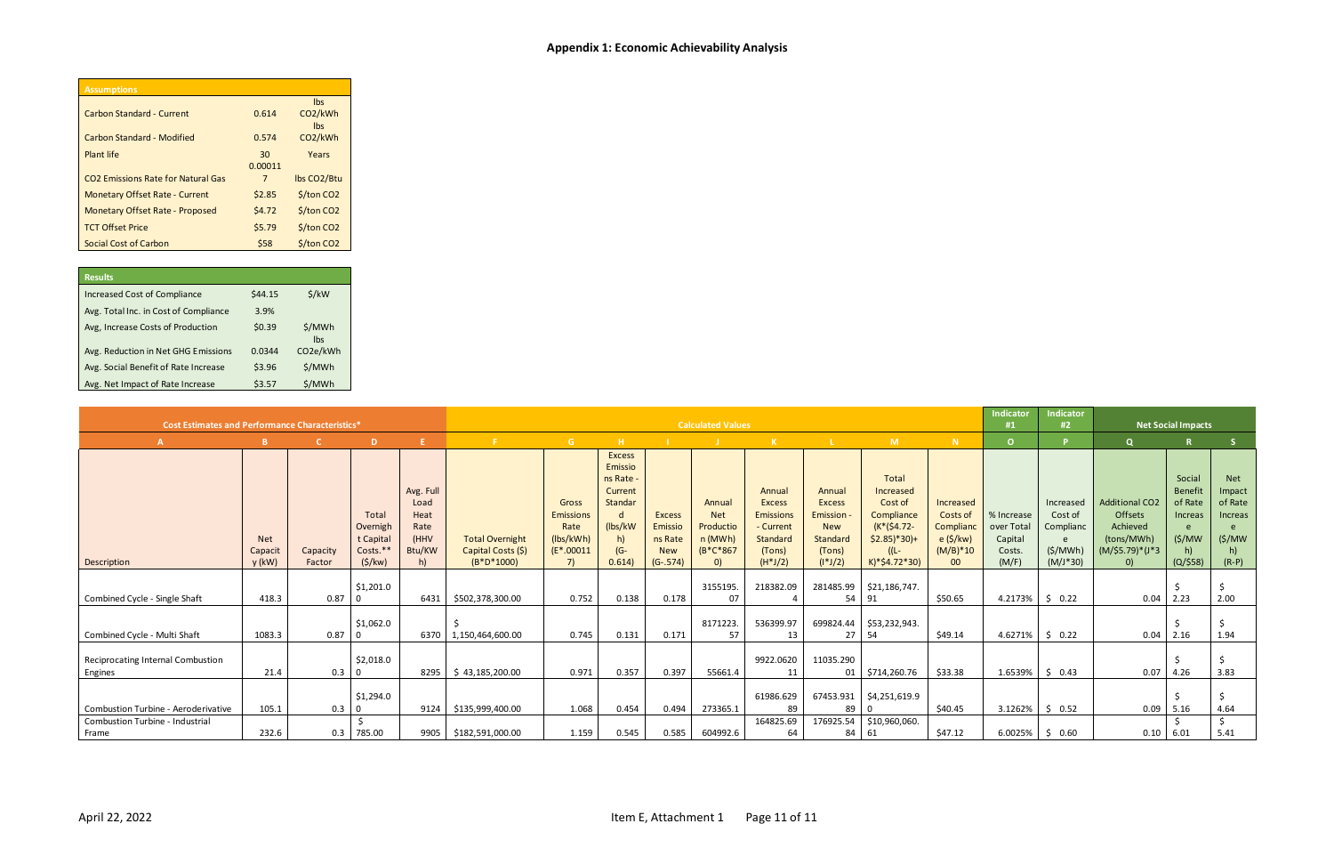# Appendix 1: Economic Achievability Analysis

| Assumptions | | |
|---|---|---|
| Carbon Standard - Current | 0.614 | lbs $CO_2$/kWh |
| Carbon Standard - Modified | 0.574 | lbs $CO_2$/kWh |
| Plant life | 30 | Years |
| $CO_2$ Emissions Rate for Natural Gas | 0.000117 | lbs $CO_2$/Btu |
| Monetary Offset Rate - Current | $2.85 | $/ton $CO_2$ |
| Monetary Offset Rate - Proposed | $4.72 | $/ton $CO_2$ |
| TCT Offset Price | $5.79 | $/ton $CO_2$ |
| Social Cost of Carbon | $58 | $/ton $CO_2$ |

| Results | | |
|---|---|---|
| Increased Cost of Compliance | $44.15 | $/kW |
| Avg. Total Inc. in Cost of Compliance | 3.9% | |
| Avg, Increase Costs of Production | $0.39 | $/MWh |
| Avg. Reduction in Net GHG Emissions | 0.0344 | lbs $CO_2$e/kWh |
| Avg. Social Benefit of Rate Increase | $3.96 | $/MWh |
| Avg. Net Impact of Rate Increase | $3.57 | $/MWh |

| Cost Estimates and Performance Characteristics* | | | | | Calculated Values | | | | | | | | | Indicator #1 | Indicator #2 | Net Social Impacts | | |
|---|---|---|---|---|---|---|---|---|---|---|---|---|---|---|---|---|---|---|
| A | B | C | D | E | F | G | H | I | J | K | L | M | N | O | P | Q | R | S |
| Description | Net Capacity (kW) | Capacity Factor | Total Overnight Capital Costs.** ($/kw) | Avg. Full Load Heat Rate (HHV Btu/KWh) | Total Overnight Capital Costs ($) (B*D*1000) | Gross Emissions Rate (lbs/kWh) (E*.000117) | Excess Emissions Rate - Current Standard (lbs/kWh) (G-0.614) | Excess Emissions Rate New (G-.574) | Annual Net Production (MWh) (B*C*8670) | Annual Excess Emissions - Current Standard (Tons) (H*J/2) | Annual Excess Emission - New Standard (Tons) (I*J/2) | Total Increased Cost of Compliance (K*($4.72-$2.85)*30)+((L-K)*$4.72*30) | Increased Costs of Compliance ($/kw) (M/B)*1000 | % Increase over Total Capital Costs. (M/F) | Increased Cost of Compliance ($/MWh) (M/J*30) | Additional $CO_2$ Offsets Achieved (tons/MWh) (M/$5.79)*(J*30) | Social Benefit of Rate Increase ($/MWh) (Q/$58) | Net Impact of Rate Increase ($/MWh) (R-P) |
| Combined Cycle - Single Shaft | 418.3 | 0.87 | $1,201.00 | 6431 | $502,378,300.00 | 0.752 | 0.138 | 0.178 | 3155195.07 | 218382.094 | 281485.9954 | $21,186,747.91 | $50.65 | 4.2173% | $ 0.22 | 0.04 | $ 2.23 | $ 2.00 |
| Combined Cycle - Multi Shaft | 1083.3 | 0.87 | $1,062.00 | 6370 | $ 1,150,464,600.00 | 0.745 | 0.131 | 0.171 | 8171223.57 | 536399.9713 | 699824.4427 | $53,232,943.54 | $49.14 | 4.6271% | $ 0.22 | 0.04 | $ 2.16 | $ 1.94 |
| Reciprocating Internal Combustion Engines | 21.4 | 0.3 | $2,018.00 | 8295 | $ 43,185,200.00 | 0.971 | 0.357 | 0.397 | 55661.4 | 9922.062011 | 11035.29001 | $714,260.76 | $33.38 | 1.6539% | $ 0.43 | 0.07 | $ 4.26 | $ 3.83 |
| Combustion Turbine - Aeroderivative | 105.1 | 0.3 | $1,294.00 | 9124 | $135,999,400.00 | 1.068 | 0.454 | 0.494 | 273365.1 | 61986.62989 | 67453.93189 | $4,251,619.90 | $40.45 | 3.1262% | $ 0.52 | 0.09 | $ 5.16 | $ 4.64 |
| Combustion Turbine - Industrial Frame | 232.6 | 0.3 | $ 785.00 | 9905 | $182,591,000.00 | 1.159 | 0.545 | 0.585 | 604992.6 | 164825.6964 | 176925.5484 | $10,960,060.61 | $47.12 | 6.0025% | $ 0.60 | 0.10 | $ 6.01 | $ 5.41 |

April 22, 2022 Item E, Attachment 1